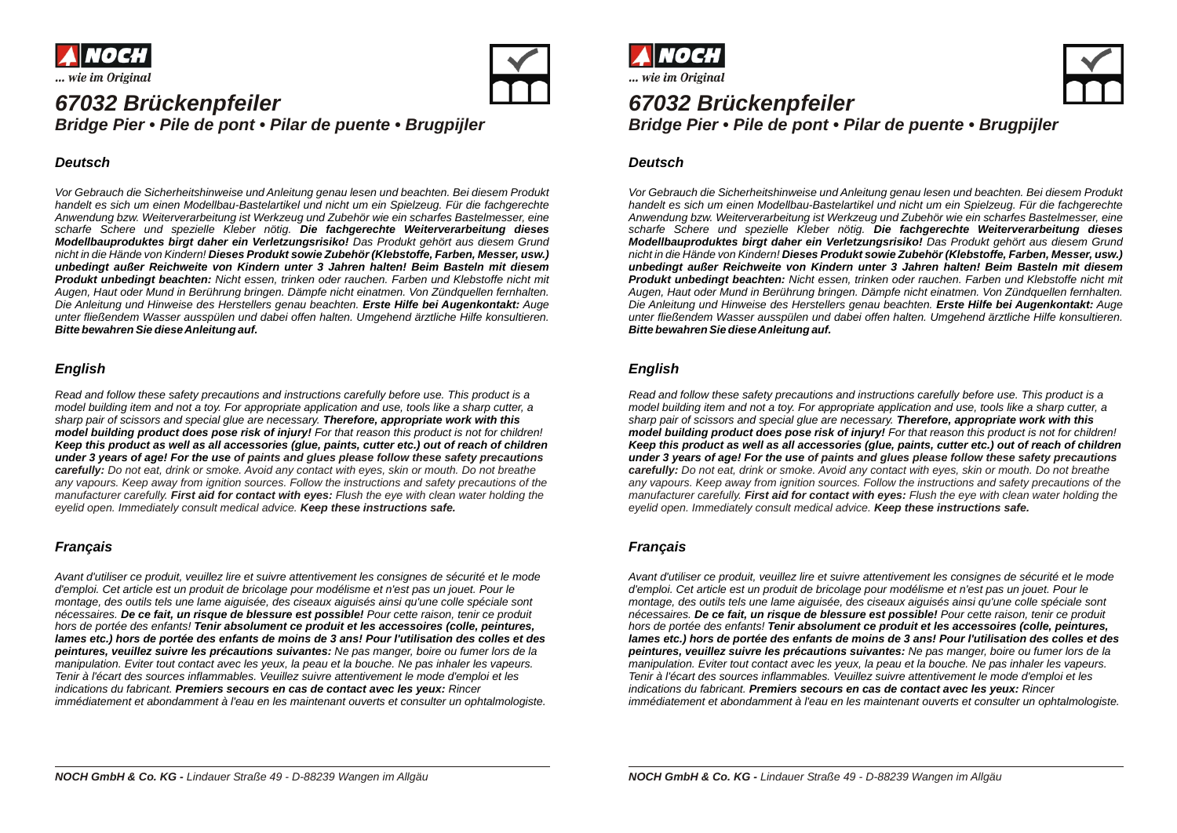NOCH

... wie im Original

# 67032 Brückenpfeiler

## *Bridge Pier • Pile de pont • Pilar de puente • Brugpijler*

### *Deutsch*

*Vor Gebrauch die Sicherheitshinweise und Anleitung genau lesen und beachten. Bei diesem Produkt handelt es sich um einen Modellbau-Bastelartikel und nicht um ein Spielzeug. Für die fachgerechte Anwendung bzw. Weiterverarbeitung ist Werkzeug und Zubehör wie ein scharfes Bastelmesser, eine scharfe Schere und spezielle Kleber nötig.* ***Die fachgerechte Weiterverarbeitung dieses Modellbauproduktes birgt daher ein Verletzungsrisiko!*** *Das Produkt gehört aus diesem Grund nicht in die Hände von Kindern!* ***Dieses Produkt sowie Zubehör (Klebstoffe, Farben, Messer, usw.) unbedingt außer Reichweite von Kindern unter 3 Jahren halten! Beim Basteln mit diesem Produkt unbedingt beachten:*** *Nicht essen, trinken oder rauchen. Farben und Klebstoffe nicht mit Augen, Haut oder Mund in Berührung bringen. Dämpfe nicht einatmen. Von Zündquellen fernhalten. Die Anleitung und Hinweise des Herstellers genau beachten.* ***Erste Hilfe bei Augenkontakt:*** *Auge unter fließendem Wasser ausspülen und dabei offen halten. Umgehend ärztliche Hilfe konsultieren.* ***Bitte bewahren Sie diese Anleitung auf.***

### *English*

*Read and follow these safety precautions and instructions carefully before use. This product is a model building item and not a toy. For appropriate application and use, tools like a sharp cutter, a sharp pair of scissors and special glue are necessary.* ***Therefore, appropriate work with this model building product does pose risk of injury!*** *For that reason this product is not for children!* ***Keep this product as well as all accessories (glue, paints, cutter etc.) out of reach of children under 3 years of age! For the use of paints and glues please follow these safety precautions carefully:*** *Do not eat, drink or smoke. Avoid any contact with eyes, skin or mouth. Do not breathe any vapours. Keep away from ignition sources. Follow the instructions and safety precautions of the manufacturer carefully.* ***First aid for contact with eyes:*** *Flush the eye with clean water holding the eyelid open. Immediately consult medical advice.* ***Keep these instructions safe.***

### *Français*

*Avant d'utiliser ce produit, veuillez lire et suivre attentivement les consignes de sécurité et le mode d'emploi. Cet article est un produit de bricolage pour modélisme et n'est pas un jouet. Pour le montage, des outils tels une lame aiguisée, des ciseaux aiguisés ainsi qu'une colle spéciale sont nécessaires.* ***De ce fait, un risque de blessure est possible!*** *Pour cette raison, tenir ce produit hors de portée des enfants!* ***Tenir absolument ce produit et les accessoires (colle, peintures, lames etc.) hors de portée des enfants de moins de 3 ans! Pour l'utilisation des colles et des peintures, veuillez suivre les précautions suivantes:*** *Ne pas manger, boire ou fumer lors de la manipulation. Eviter tout contact avec les yeux, la peau et la bouche. Ne pas inhaler les vapeurs. Tenir à l'écart des sources inflammables. Veuillez suivre attentivement le mode d'emploi et les indications du fabricant.* ***Premiers secours en cas de contact avec les yeux:*** *Rincer immédiatement et abondamment à l'eau en les maintenant ouverts et consulter un ophtalmologiste.*

---

NOCH

... wie im Original

# 67032 Brückenpfeiler

## *Bridge Pier • Pile de pont • Pilar de puente • Brugpijler*

### *Deutsch*

*Vor Gebrauch die Sicherheitshinweise und Anleitung genau lesen und beachten. Bei diesem Produkt handelt es sich um einen Modellbau-Bastelartikel und nicht um ein Spielzeug. Für die fachgerechte Anwendung bzw. Weiterverarbeitung ist Werkzeug und Zubehör wie ein scharfes Bastelmesser, eine scharfe Schere und spezielle Kleber nötig.* ***Die fachgerechte Weiterverarbeitung dieses Modellbauproduktes birgt daher ein Verletzungsrisiko!*** *Das Produkt gehört aus diesem Grund nicht in die Hände von Kindern!* ***Dieses Produkt sowie Zubehör (Klebstoffe, Farben, Messer, usw.) unbedingt außer Reichweite von Kindern unter 3 Jahren halten! Beim Basteln mit diesem Produkt unbedingt beachten:*** *Nicht essen, trinken oder rauchen. Farben und Klebstoffe nicht mit Augen, Haut oder Mund in Berührung bringen. Dämpfe nicht einatmen. Von Zündquellen fernhalten. Die Anleitung und Hinweise des Herstellers genau beachten.* ***Erste Hilfe bei Augenkontakt:*** *Auge unter fließendem Wasser ausspülen und dabei offen halten. Umgehend ärztliche Hilfe konsultieren.* ***Bitte bewahren Sie diese Anleitung auf.***

### *English*

*Read and follow these safety precautions and instructions carefully before use. This product is a model building item and not a toy. For appropriate application and use, tools like a sharp cutter, a sharp pair of scissors and special glue are necessary.* ***Therefore, appropriate work with this model building product does pose risk of injury!*** *For that reason this product is not for children!* ***Keep this product as well as all accessories (glue, paints, cutter etc.) out of reach of children under 3 years of age! For the use of paints and glues please follow these safety precautions carefully:*** *Do not eat, drink or smoke. Avoid any contact with eyes, skin or mouth. Do not breathe any vapours. Keep away from ignition sources. Follow the instructions and safety precautions of the manufacturer carefully.* ***First aid for contact with eyes:*** *Flush the eye with clean water holding the eyelid open. Immediately consult medical advice.* ***Keep these instructions safe.***

### *Français*

*Avant d'utiliser ce produit, veuillez lire et suivre attentivement les consignes de sécurité et le mode d'emploi. Cet article est un produit de bricolage pour modélisme et n'est pas un jouet. Pour le montage, des outils tels une lame aiguisée, des ciseaux aiguisés ainsi qu'une colle spéciale sont nécessaires.* ***De ce fait, un risque de blessure est possible!*** *Pour cette raison, tenir ce produit hors de portée des enfants!* ***Tenir absolument ce produit et les accessoires (colle, peintures, lames etc.) hors de portée des enfants de moins de 3 ans! Pour l'utilisation des colles et des peintures, veuillez suivre les précautions suivantes:*** *Ne pas manger, boire ou fumer lors de la manipulation. Eviter tout contact avec les yeux, la peau et la bouche. Ne pas inhaler les vapeurs. Tenir à l'écart des sources inflammables. Veuillez suivre attentivement le mode d'emploi et les indications du fabricant.* ***Premiers secours en cas de contact avec les yeux:*** *Rincer immédiatement et abondamment à l'eau en les maintenant ouverts et consulter un ophtalmologiste.*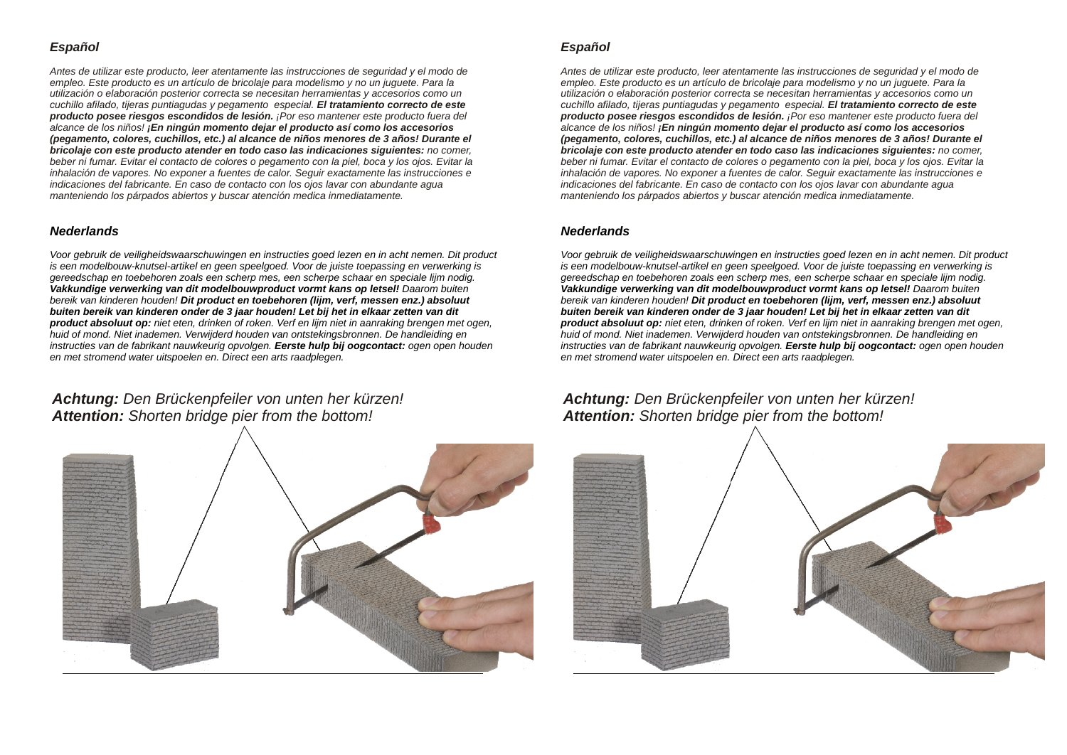### *Español*

*Antes de utilizar este producto, leer atentamente las instrucciones de seguridad y el modo de empleo. Este producto es un artículo de bricolaje para modelismo y no un juguete. Para la utilización o elaboración posterior correcta se necesitan herramientas y accesorios como un cuchillo afilado, tijeras puntiagudas y pegamento especial.* ***El tratamiento correcto de este producto posee riesgos escondidos de lesión.*** *¡Por eso mantener este producto fuera del alcance de los niños!* ***¡En ningún momento dejar el producto así como los accesorios (pegamento, colores, cuchillos, etc.) al alcance de niños menores de 3 años! Durante el bricolaje con este producto atender en todo caso las indicaciones siguientes:*** *no comer, beber ni fumar. Evitar el contacto de colores o pegamento con la piel, boca y los ojos. Evitar la inhalación de vapores. No exponer a fuentes de calor. Seguir exactamente las instrucciones e indicaciones del fabricante. En caso de contacto con los ojos lavar con abundante agua manteniendo los párpados abiertos y buscar atención medica inmediatamente.*

### *Nederlands*

*Voor gebruik de veiligheidswaarschuwingen en instructies goed lezen en in acht nemen. Dit product is een modelbouw-knutsel-artikel en geen speelgoed. Voor de juiste toepassing en verwerking is gereedschap en toebehoren zoals een scherp mes, een scherpe schaar en speciale lijm nodig.* ***Vakkundige verwerking van dit modelbouwproduct vormt kans op letsel!*** *Daarom buiten bereik van kinderen houden!* ***Dit product en toebehoren (lijm, verf, messen enz.) absoluut buiten bereik van kinderen onder de 3 jaar houden! Let bij het in elkaar zetten van dit product absoluut op:*** *niet eten, drinken of roken. Verf en lijm niet in aanraking brengen met ogen, huid of mond. Niet inademen. Verwijderd houden van ontstekingsbronnen. De handleiding en instructies van de fabrikant nauwkeurig opvolgen.* ***Eerste hulp bij oogcontact:*** *ogen open houden en met stromend water uitspoelen en. Direct een arts raadplegen.*

***Achtung:*** *Den Brückenpfeiler von unten her kürzen!*
***Attention:*** *Shorten bridge pier from the bottom!*

### *Español*

*Antes de utilizar este producto, leer atentamente las instrucciones de seguridad y el modo de empleo. Este producto es un artículo de bricolaje para modelismo y no un juguete. Para la utilización o elaboración posterior correcta se necesitan herramientas y accesorios como un cuchillo afilado, tijeras puntiagudas y pegamento especial.* ***El tratamiento correcto de este producto posee riesgos escondidos de lesión.*** *¡Por eso mantener este producto fuera del alcance de los niños!* ***¡En ningún momento dejar el producto así como los accesorios (pegamento, colores, cuchillos, etc.) al alcance de niños menores de 3 años! Durante el bricolaje con este producto atender en todo caso las indicaciones siguientes:*** *no comer, beber ni fumar. Evitar el contacto de colores o pegamento con la piel, boca y los ojos. Evitar la inhalación de vapores. No exponer a fuentes de calor. Seguir exactamente las instrucciones e indicaciones del fabricante. En caso de contacto con los ojos lavar con abundante agua manteniendo los párpados abiertos y buscar atención medica inmediatamente.*

### *Nederlands*

*Voor gebruik de veiligheidswaarschuwingen en instructies goed lezen en in acht nemen. Dit product is een modelbouw-knutsel-artikel en geen speelgoed. Voor de juiste toepassing en verwerking is gereedschap en toebehoren zoals een scherp mes, een scherpe schaar en speciale lijm nodig.* ***Vakkundige verwerking van dit modelbouwproduct vormt kans op letsel!*** *Daarom buiten bereik van kinderen houden!* ***Dit product en toebehoren (lijm, verf, messen enz.) absoluut buiten bereik van kinderen onder de 3 jaar houden! Let bij het in elkaar zetten van dit product absoluut op:*** *niet eten, drinken of roken. Verf en lijm niet in aanraking brengen met ogen, huid of mond. Niet inademen. Verwijderd houden van ontstekingsbronnen. De handleiding en instructies van de fabrikant nauwkeurig opvolgen.* ***Eerste hulp bij oogcontact:*** *ogen open houden en met stromend water uitspoelen en. Direct een arts raadplegen.*

***Achtung:*** *Den Brückenpfeiler von unten her kürzen!*
***Attention:*** *Shorten bridge pier from the bottom!*